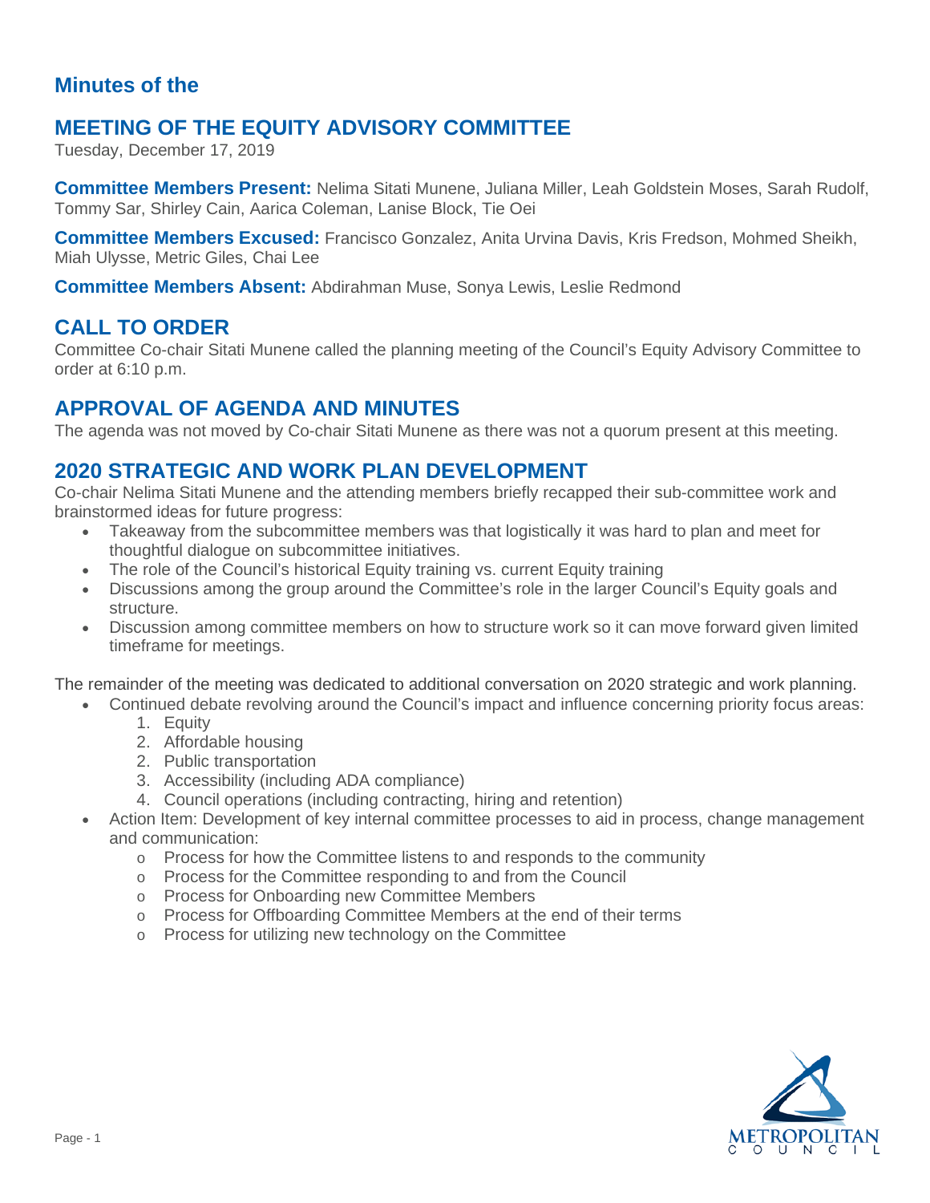## Minutes of the

# MEETING OF THE EQUITY ADVISORY COMMITTEE

Tuesday, December 17, 2019

**Committee Members Present:** Nelima Sitati Munene, Juliana Miller, Leah Goldstein Moses, Sarah Rudolf, Tommy Sar, Shirley Cain, Aarica Coleman, Lanise Block, Tie Oei

**Committee Members Excused:** Francisco Gonzalez, Anita Urvina Davis, Kris Fredson, Mohmed Sheikh, Miah Ulysse, Metric Giles, Chai Lee

**Committee Members Absent:** Abdirahman Muse, Sonya Lewis, Leslie Redmond

## CALL TO ORDER

Committee Co-chair Sitati Munene called the planning meeting of the Council's Equity Advisory Committee to order at 6:10 p.m.

## APPROVAL OF AGENDA AND MINUTES

The agenda was not moved by Co-chair Sitati Munene as there was not a quorum present at this meeting.

## 2020 STRATEGIC AND WORK PLAN DEVELOPMENT

Co-chair Nelima Sitati Munene and the attending members briefly recapped their sub-committee work and brainstormed ideas for future progress:

- Takeaway from the subcommittee members was that logistically it was hard to plan and meet for thoughtful dialogue on subcommittee initiatives.
- The role of the Council's historical Equity training vs. current Equity training
- Discussions among the group around the Committee's role in the larger Council's Equity goals and structure.
- Discussion among committee members on how to structure work so it can move forward given limited timeframe for meetings.

The remainder of the meeting was dedicated to additional conversation on 2020 strategic and work planning.

- Continued debate revolving around the Council's impact and influence concerning priority focus areas:
    1. Equity
    2. Affordable housing
    2. Public transportation
    3. Accessibility (including ADA compliance)
    4. Council operations (including contracting, hiring and retention)
- Action Item: Development of key internal committee processes to aid in process, change management and communication:
    - Process for how the Committee listens to and responds to the community
    - Process for the Committee responding to and from the Council
    - Process for Onboarding new Committee Members
    - Process for Offboarding Committee Members at the end of their terms
    - Process for utilizing new technology on the Committee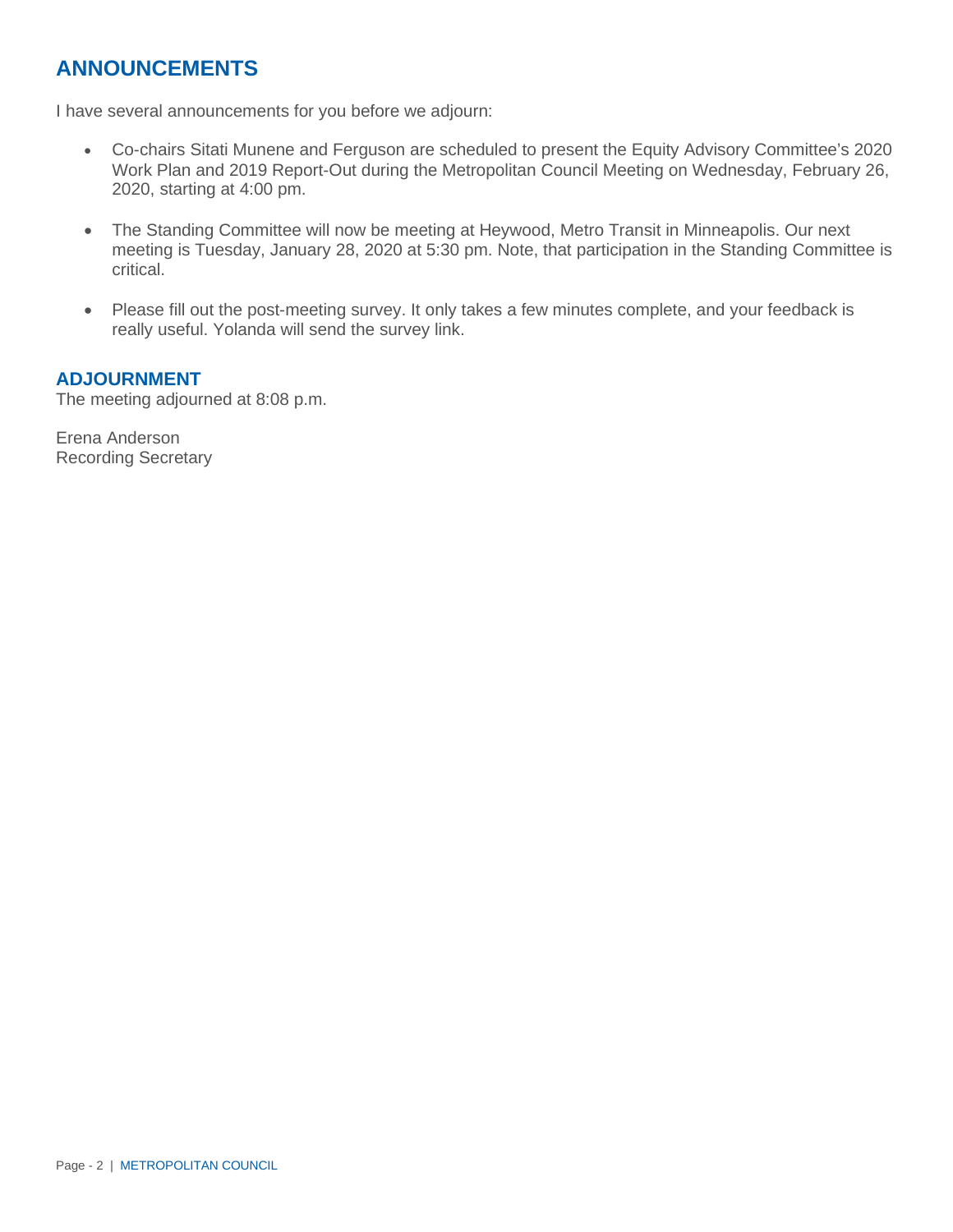## ANNOUNCEMENTS

I have several announcements for you before we adjourn:

- Co-chairs Sitati Munene and Ferguson are scheduled to present the Equity Advisory Committee's 2020 Work Plan and 2019 Report-Out during the Metropolitan Council Meeting on Wednesday, February 26, 2020, starting at 4:00 pm.
- The Standing Committee will now be meeting at Heywood, Metro Transit in Minneapolis. Our next meeting is Tuesday, January 28, 2020 at 5:30 pm. Note, that participation in the Standing Committee is critical.
- Please fill out the post-meeting survey. It only takes a few minutes complete, and your feedback is really useful. Yolanda will send the survey link.

### ADJOURNMENT

The meeting adjourned at 8:08 p.m.

Erena Anderson
Recording Secretary